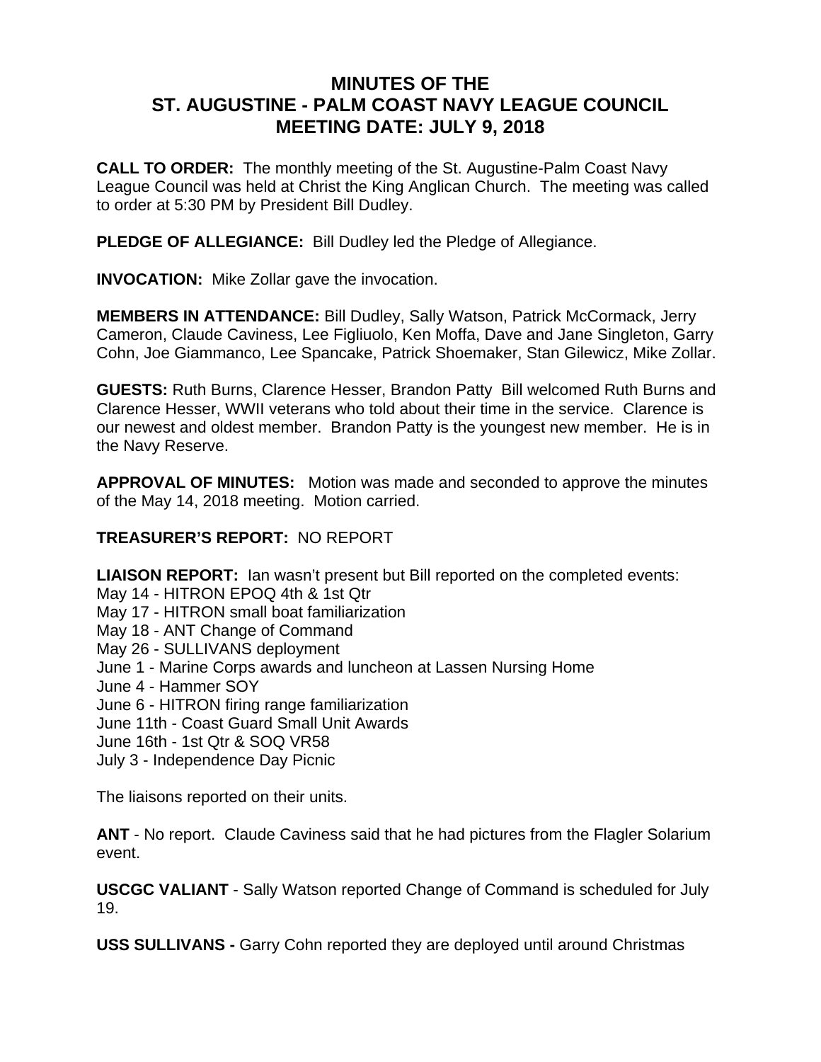# MINUTES OF THE ST. AUGUSTINE - PALM COAST NAVY LEAGUE COUNCIL MEETING DATE: JULY 9, 2018

**CALL TO ORDER:** The monthly meeting of the St. Augustine-Palm Coast Navy League Council was held at Christ the King Anglican Church. The meeting was called to order at 5:30 PM by President Bill Dudley.

**PLEDGE OF ALLEGIANCE:** Bill Dudley led the Pledge of Allegiance.

**INVOCATION:** Mike Zollar gave the invocation.

**MEMBERS IN ATTENDANCE:** Bill Dudley, Sally Watson, Patrick McCormack, Jerry Cameron, Claude Caviness, Lee Figliuolo, Ken Moffa, Dave and Jane Singleton, Garry Cohn, Joe Giammanco, Lee Spancake, Patrick Shoemaker, Stan Gilewicz, Mike Zollar.

**GUESTS:** Ruth Burns, Clarence Hesser, Brandon Patty Bill welcomed Ruth Burns and Clarence Hesser, WWII veterans who told about their time in the service. Clarence is our newest and oldest member. Brandon Patty is the youngest new member. He is in the Navy Reserve.

**APPROVAL OF MINUTES:** Motion was made and seconded to approve the minutes of the May 14, 2018 meeting. Motion carried.

**TREASURER'S REPORT:** NO REPORT

**LIAISON REPORT:** Ian wasn't present but Bill reported on the completed events:
May 14 - HITRON EPOQ 4th & 1st Qtr
May 17 - HITRON small boat familiarization
May 18 - ANT Change of Command
May 26 - SULLIVANS deployment
June 1 - Marine Corps awards and luncheon at Lassen Nursing Home
June 4 - Hammer SOY
June 6 - HITRON firing range familiarization
June 11th - Coast Guard Small Unit Awards
June 16th - 1st Qtr & SOQ VR58
July 3 - Independence Day Picnic

The liaisons reported on their units.

**ANT** - No report. Claude Caviness said that he had pictures from the Flagler Solarium event.

**USCGC VALIANT** - Sally Watson reported Change of Command is scheduled for July 19.

**USS SULLIVANS -** Garry Cohn reported they are deployed until around Christmas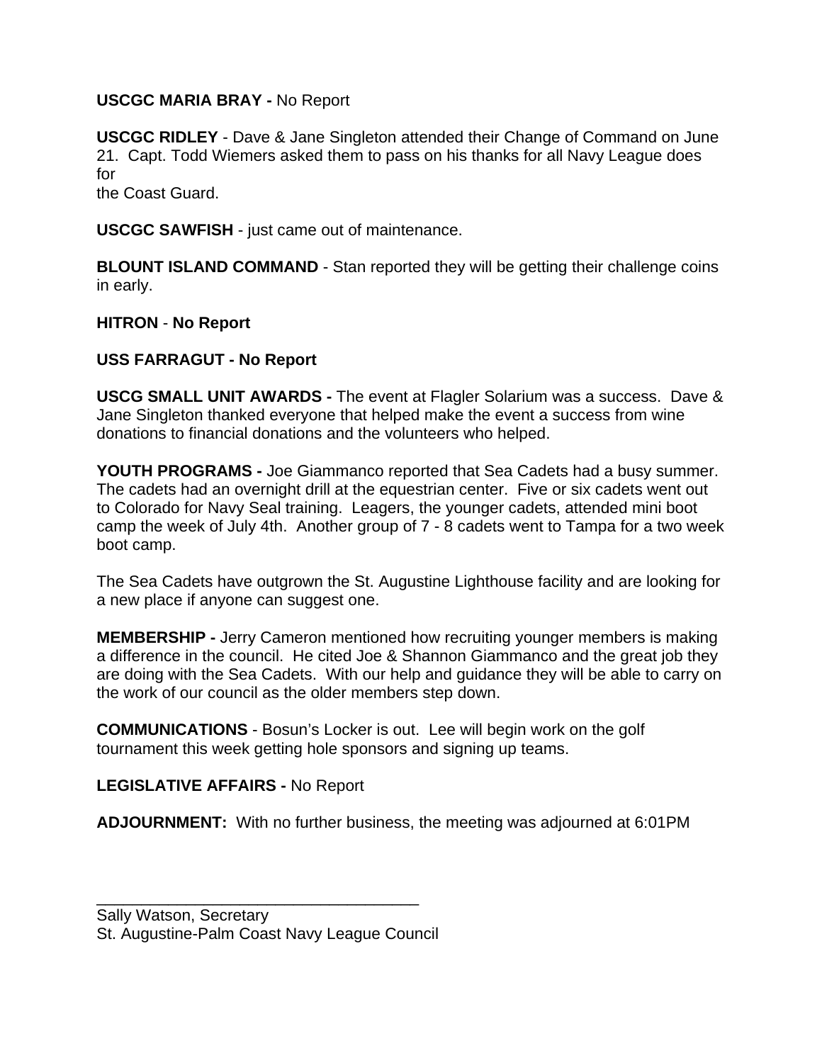**USCGC MARIA BRAY -** No Report

**USCGC RIDLEY** - Dave & Jane Singleton attended their Change of Command on June 21. Capt. Todd Wiemers asked them to pass on his thanks for all Navy League does for
the Coast Guard.

**USCGC SAWFISH** - just came out of maintenance.

**BLOUNT ISLAND COMMAND** - Stan reported they will be getting their challenge coins in early.

**HITRON** - **No Report**

**USS FARRAGUT - No Report**

**USCG SMALL UNIT AWARDS -** The event at Flagler Solarium was a success. Dave & Jane Singleton thanked everyone that helped make the event a success from wine donations to financial donations and the volunteers who helped.

**YOUTH PROGRAMS -** Joe Giammanco reported that Sea Cadets had a busy summer. The cadets had an overnight drill at the equestrian center. Five or six cadets went out to Colorado for Navy Seal training. Leagers, the younger cadets, attended mini boot camp the week of July 4th. Another group of 7 - 8 cadets went to Tampa for a two week boot camp.

The Sea Cadets have outgrown the St. Augustine Lighthouse facility and are looking for a new place if anyone can suggest one.

**MEMBERSHIP -** Jerry Cameron mentioned how recruiting younger members is making a difference in the council. He cited Joe & Shannon Giammanco and the great job they are doing with the Sea Cadets. With our help and guidance they will be able to carry on the work of our council as the older members step down.

**COMMUNICATIONS** - Bosun's Locker is out. Lee will begin work on the golf tournament this week getting hole sponsors and signing up teams.

**LEGISLATIVE AFFAIRS -** No Report

**ADJOURNMENT:** With no further business, the meeting was adjourned at 6:01PM

_____________________________________
Sally Watson, Secretary
St. Augustine-Palm Coast Navy League Council